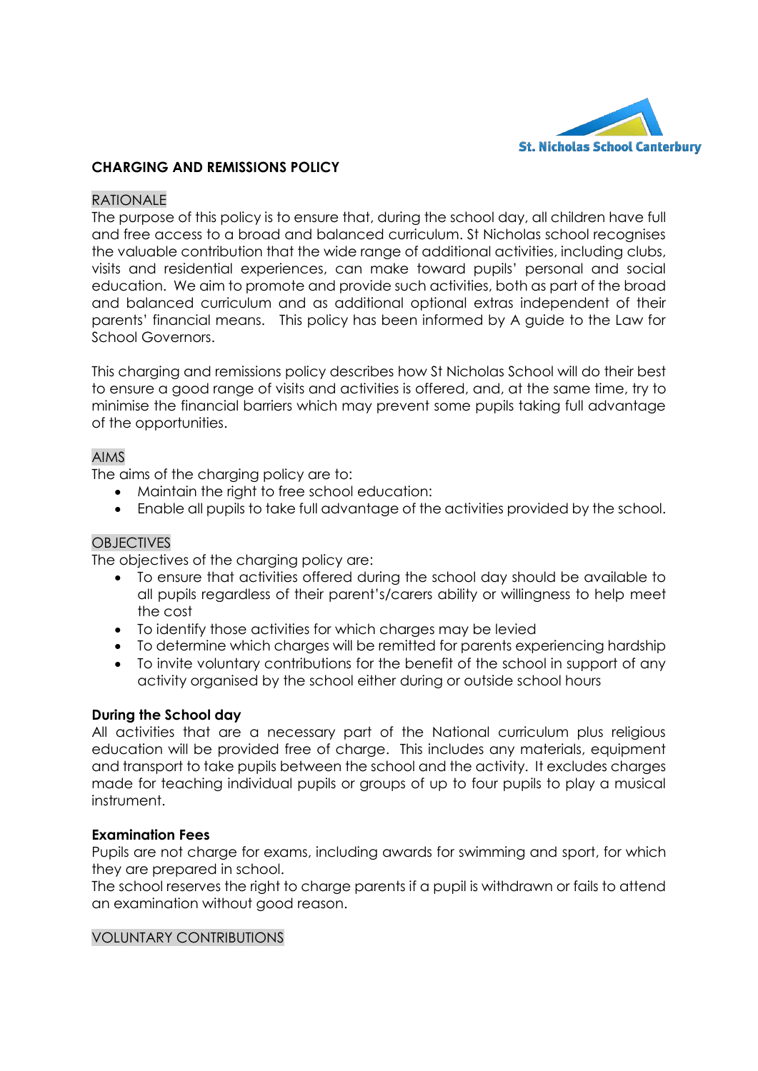# CHARGING AND REMISSIONS POLICY

## RATIONALE

The purpose of this policy is to ensure that, during the school day, all children have full and free access to a broad and balanced curriculum. St Nicholas school recognises the valuable contribution that the wide range of additional activities, including clubs, visits and residential experiences, can make toward pupils' personal and social education. We aim to promote and provide such activities, both as part of the broad and balanced curriculum and as additional optional extras independent of their parents' financial means. This policy has been informed by A guide to the Law for School Governors.

This charging and remissions policy describes how St Nicholas School will do their best to ensure a good range of visits and activities is offered, and, at the same time, try to minimise the financial barriers which may prevent some pupils taking full advantage of the opportunities.

## AIMS

The aims of the charging policy are to:

- Maintain the right to free school education:
- Enable all pupils to take full advantage of the activities provided by the school.

## OBJECTIVES

The objectives of the charging policy are:

- To ensure that activities offered during the school day should be available to all pupils regardless of their parent's/carers ability or willingness to help meet the cost
- To identify those activities for which charges may be levied
- To determine which charges will be remitted for parents experiencing hardship
- To invite voluntary contributions for the benefit of the school in support of any activity organised by the school either during or outside school hours

### During the School day

All activities that are a necessary part of the National curriculum plus religious education will be provided free of charge. This includes any materials, equipment and transport to take pupils between the school and the activity. It excludes charges made for teaching individual pupils or groups of up to four pupils to play a musical instrument.

### Examination Fees

Pupils are not charge for exams, including awards for swimming and sport, for which they are prepared in school.

The school reserves the right to charge parents if a pupil is withdrawn or fails to attend an examination without good reason.

## VOLUNTARY CONTRIBUTIONS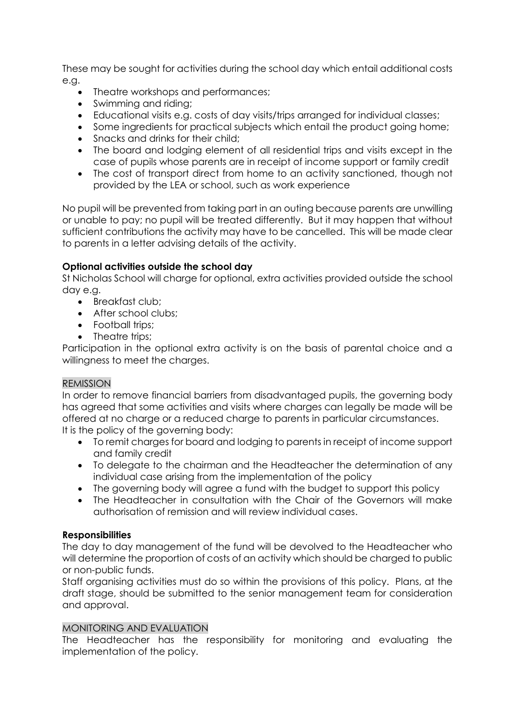These may be sought for activities during the school day which entail additional costs e.g.

- Theatre workshops and performances;
- Swimming and riding;
- Educational visits e.g. costs of day visits/trips arranged for individual classes;
- Some ingredients for practical subjects which entail the product going home;
- Snacks and drinks for their child;
- The board and lodging element of all residential trips and visits except in the case of pupils whose parents are in receipt of income support or family credit
- The cost of transport direct from home to an activity sanctioned, though not provided by the LEA or school, such as work experience

No pupil will be prevented from taking part in an outing because parents are unwilling or unable to pay; no pupil will be treated differently. But it may happen that without sufficient contributions the activity may have to be cancelled. This will be made clear to parents in a letter advising details of the activity.

**Optional activities outside the school day**

St Nicholas School will charge for optional, extra activities provided outside the school day e.g.

- Breakfast club;
- After school clubs;
- Football trips;
- Theatre trips;

Participation in the optional extra activity is on the basis of parental choice and a willingness to meet the charges.

## REMISSION

In order to remove financial barriers from disadvantaged pupils, the governing body has agreed that some activities and visits where charges can legally be made will be offered at no charge or a reduced charge to parents in particular circumstances.
It is the policy of the governing body:

- To remit charges for board and lodging to parents in receipt of income support and family credit
- To delegate to the chairman and the Headteacher the determination of any individual case arising from the implementation of the policy
- The governing body will agree a fund with the budget to support this policy
- The Headteacher in consultation with the Chair of the Governors will make authorisation of remission and will review individual cases.

**Responsibilities**

The day to day management of the fund will be devolved to the Headteacher who will determine the proportion of costs of an activity which should be charged to public or non-public funds.
Staff organising activities must do so within the provisions of this policy. Plans, at the draft stage, should be submitted to the senior management team for consideration and approval.

## MONITORING AND EVALUATION

The Headteacher has the responsibility for monitoring and evaluating the implementation of the policy.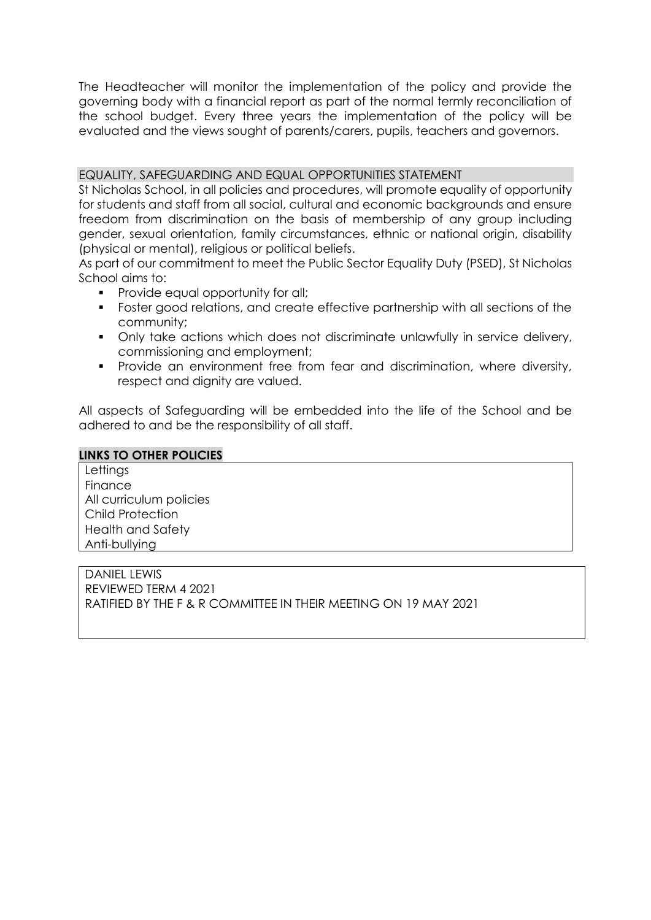The Headteacher will monitor the implementation of the policy and provide the governing body with a financial report as part of the normal termly reconciliation of the school budget. Every three years the implementation of the policy will be evaluated and the views sought of parents/carers, pupils, teachers and governors.

## EQUALITY, SAFEGUARDING AND EQUAL OPPORTUNITIES STATEMENT

St Nicholas School, in all policies and procedures, will promote equality of opportunity for students and staff from all social, cultural and economic backgrounds and ensure freedom from discrimination on the basis of membership of any group including gender, sexual orientation, family circumstances, ethnic or national origin, disability (physical or mental), religious or political beliefs.

As part of our commitment to meet the Public Sector Equality Duty (PSED), St Nicholas School aims to:

- Provide equal opportunity for all;
- Foster good relations, and create effective partnership with all sections of the community;
- Only take actions which does not discriminate unlawfully in service delivery, commissioning and employment;
- Provide an environment free from fear and discrimination, where diversity, respect and dignity are valued.

All aspects of Safeguarding will be embedded into the life of the School and be adhered to and be the responsibility of all staff.

## LINKS TO OTHER POLICIES

Lettings
Finance
All curriculum policies
Child Protection
Health and Safety
Anti-bullying

DANIEL LEWIS
REVIEWED TERM 4 2021
RATIFIED BY THE F & R COMMITTEE IN THEIR MEETING ON 19 MAY 2021